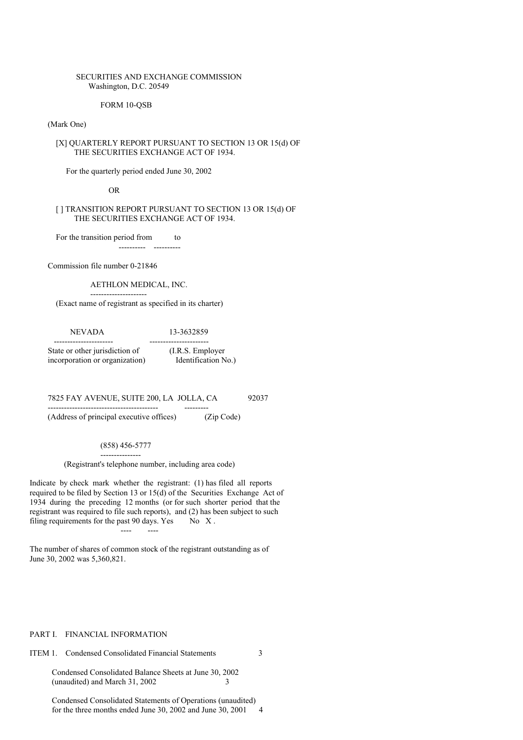SECURITIES AND EXCHANGE COMMISSION
Washington, D.C. 20549

FORM 10-QSB

(Mark One)

[X] QUARTERLY REPORT PURSUANT TO SECTION 13 OR 15(d) OF THE SECURITIES EXCHANGE ACT OF 1934.

For the quarterly period ended June 30, 2002

OR

[ ] TRANSITION REPORT PURSUANT TO SECTION 13 OR 15(d) OF THE SECURITIES EXCHANGE ACT OF 1934.

For the transition period from ---------- to ----------

Commission file number 0-21846

AETHLON MEDICAL, INC.

(Exact name of registrant as specified in its charter)

| NEVADA | 13-3632859 |
|---|---|
| State or other jurisdiction of incorporation or organization) | (I.R.S. Employer Identification No.) |

| 7825 FAY AVENUE, SUITE 200, LA JOLLA, CA | 92037 |
|---|---|
| (Address of principal executive offices) | (Zip Code) |

(858) 456-5777

(Registrant's telephone number, including area code)

Indicate by check mark whether the registrant: (1) has filed all reports required to be filed by Section 13 or 15(d) of the Securities Exchange Act of 1934 during the preceding 12 months (or for such shorter period that the registrant was required to file such reports), and (2) has been subject to such filing requirements for the past 90 days. Yes ---- No X .

The number of shares of common stock of the registrant outstanding as of June 30, 2002 was 5,360,821.

PART I. FINANCIAL INFORMATION

| | | |
|---|---|---|
| ITEM 1. | Condensed Consolidated Financial Statements | 3 |
| | Condensed Consolidated Balance Sheets at June 30, 2002 (unaudited) and March 31, 2002 | 3 |
| | Condensed Consolidated Statements of Operations (unaudited) for the three months ended June 30, 2002 and June 30, 2001 | 4 |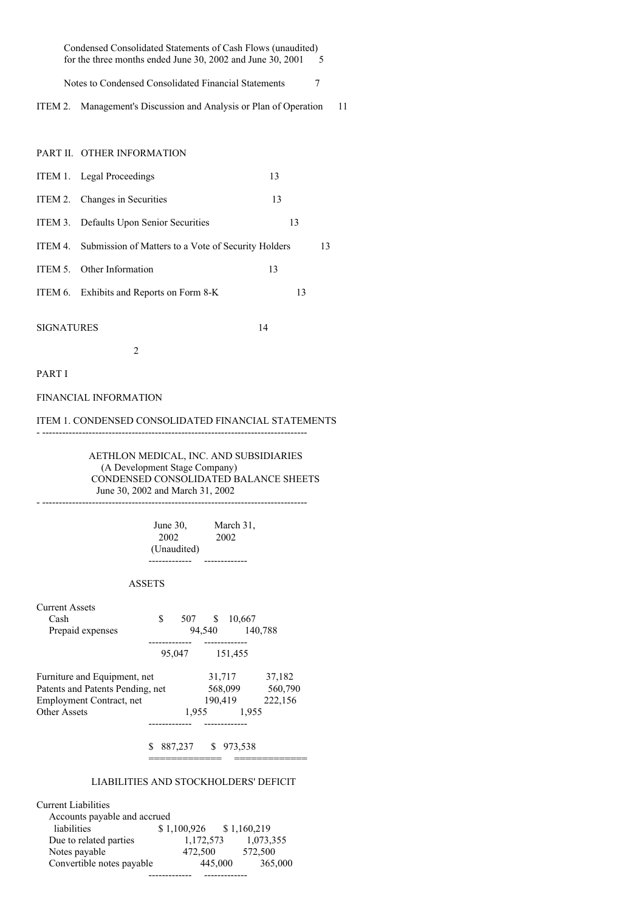| | |
|---|---|
| Condensed Consolidated Statements of Cash Flows (unaudited) for the three months ended June 30, 2002 and June 30, 2001 | 5 |
| Notes to Condensed Consolidated Financial Statements | 7 |
| ITEM 2. Management's Discussion and Analysis or Plan of Operation | 11 |

PART II. OTHER INFORMATION

| | |
|---|---|
| ITEM 1. Legal Proceedings | 13 |
| ITEM 2. Changes in Securities | 13 |
| ITEM 3. Defaults Upon Senior Securities | 13 |
| ITEM 4. Submission of Matters to a Vote of Security Holders | 13 |
| ITEM 5. Other Information | 13 |
| ITEM 6. Exhibits and Reports on Form 8-K | 13 |
| SIGNATURES | 14 |

PART I

FINANCIAL INFORMATION

ITEM 1. CONDENSED CONSOLIDATED FINANCIAL STATEMENTS

AETHLON MEDICAL, INC. AND SUBSIDIARIES
(A Development Stage Company)
CONDENSED CONSOLIDATED BALANCE SHEETS
June 30, 2002 and March 31, 2002

| | June 30, 2002 (Unaudited) | March 31, 2002 |
|---|---|---|
| **ASSETS** | | |
| Current Assets | | |
| Cash | $ 507 | $ 10,667 |
| Prepaid expenses | 94,540 | 140,788 |
| | 95,047 | 151,455 |
| Furniture and Equipment, net | 31,717 | 37,182 |
| Patents and Patents Pending, net | 568,099 | 560,790 |
| Employment Contract, net | 190,419 | 222,156 |
| Other Assets | 1,955 | 1,955 |
| | $ 887,237 | $ 973,538 |
| **LIABILITIES AND STOCKHOLDERS' DEFICIT** | | |
| Current Liabilities | | |
| Accounts payable and accrued liabilities | $ 1,100,926 | $ 1,160,219 |
| Due to related parties | 1,172,573 | 1,073,355 |
| Notes payable | 472,500 | 572,500 |
| Convertible notes payable | 445,000 | 365,000 |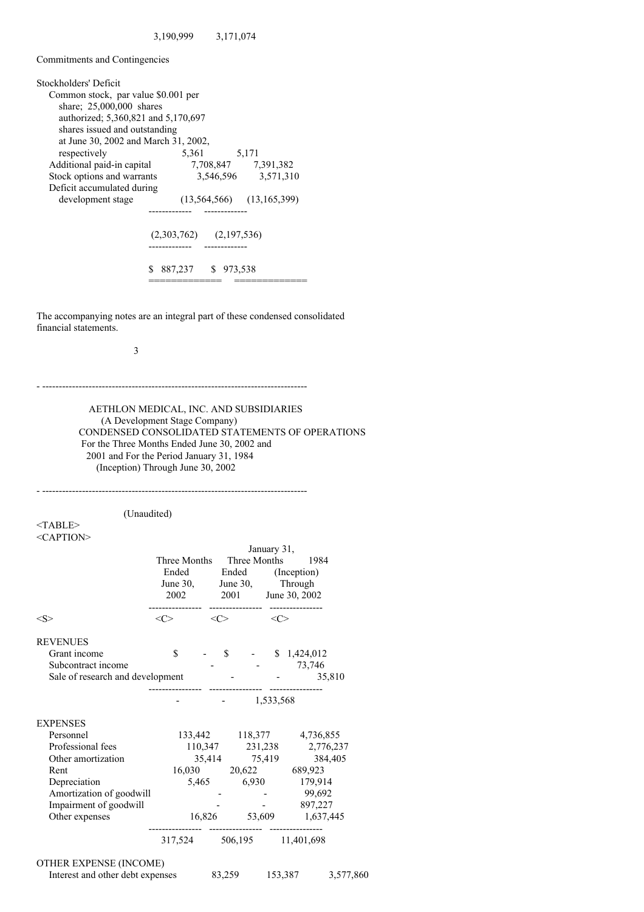| | | |
|---|---|---|
| | 3,190,999 | 3,171,074 |

Commitments and Contingencies

| Stockholders' Deficit | | |
|---|---|---|
| Common stock, par value $0.001 per share; 25,000,000 shares authorized; 5,360,821 and 5,170,697 shares issued and outstanding at June 30, 2002 and March 31, 2002, respectively | 5,361 | 5,171 |
| Additional paid-in capital | 7,708,847 | 7,391,382 |
| Stock options and warrants | 3,546,596 | 3,571,310 |
| Deficit accumulated during development stage | (13,564,566) | (13,165,399) |
| | (2,303,762) | (2,197,536) |
| | $ 887,237 | $ 973,538 |

The accompanying notes are an integral part of these condensed consolidated financial statements.

---

AETHLON MEDICAL, INC. AND SUBSIDIARIES
(A Development Stage Company)
CONDENSED CONSOLIDATED STATEMENTS OF OPERATIONS
For the Three Months Ended June 30, 2002 and 2001 and For the Period January 31, 1984 (Inception) Through June 30, 2002

---

(Unaudited)

| | Three Months Ended June 30, 2002 | Three Months Ended June 30, 2001 | January 31, 1984 (Inception) Through June 30, 2002 |
|---|---|---|---|
| **REVENUES** | | | |
| Grant income | $ - | $ - | $ 1,424,012 |
| Subcontract income | - | - | 73,746 |
| Sale of research and development | - | - | 35,810 |
| | - | - | 1,533,568 |
| **EXPENSES** | | | |
| Personnel | 133,442 | 118,377 | 4,736,855 |
| Professional fees | 110,347 | 231,238 | 2,776,237 |
| Other amortization | 35,414 | 75,419 | 384,405 |
| Rent | 16,030 | 20,622 | 689,923 |
| Depreciation | 5,465 | 6,930 | 179,914 |
| Amortization of goodwill | - | - | 99,692 |
| Impairment of goodwill | - | - | 897,227 |
| Other expenses | 16,826 | 53,609 | 1,637,445 |
| | 317,524 | 506,195 | 11,401,698 |
| **OTHER EXPENSE (INCOME)** | | | |
| Interest and other debt expenses | 83,259 | 153,387 | 3,577,860 |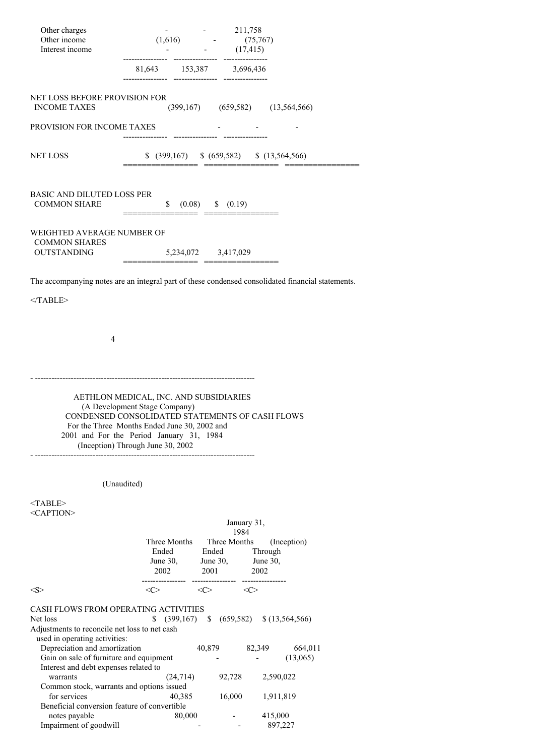| | | | |
|---|---|---|---|
| Other charges | - | - | 211,758 |
| Other income | (1,616) | - | (75,767) |
| Interest income | - | - | (17,415) |
| | 81,643 | 153,387 | 3,696,436 |
| NET LOSS BEFORE PROVISION FOR INCOME TAXES | (399,167) | (659,582) | (13,564,566) |
| PROVISION FOR INCOME TAXES | - | - | - |
| NET LOSS | $ (399,167) | $ (659,582) | $ (13,564,566) |
| BASIC AND DILUTED LOSS PER COMMON SHARE | $ (0.08) | $ (0.19) | |
| WEIGHTED AVERAGE NUMBER OF COMMON SHARES OUTSTANDING | 5,234,072 | 3,417,029 | |

The accompanying notes are an integral part of these condensed consolidated financial statements.

AETHLON MEDICAL, INC. AND SUBSIDIARIES
(A Development Stage Company)
CONDENSED CONSOLIDATED STATEMENTS OF CASH FLOWS
For the Three Months Ended June 30, 2002 and 2001 and For the Period January 31, 1984 (Inception) Through June 30, 2002

(Unaudited)

| | Three Months Ended June 30, 2002 | Three Months Ended June 30, 2001 | January 31, 1984 (Inception) Through June 30, 2002 |
|---|---|---|---|
| **CASH FLOWS FROM OPERATING ACTIVITIES** | | | |
| Net loss | $ (399,167) | $ (659,582) | $ (13,564,566) |
| Adjustments to reconcile net loss to net cash used in operating activities: | | | |
| Depreciation and amortization | 40,879 | 82,349 | 664,011 |
| Gain on sale of furniture and equipment | - | - | (13,065) |
| Interest and debt expenses related to warrants | (24,714) | 92,728 | 2,590,022 |
| Common stock, warrants and options issued for services | 40,385 | 16,000 | 1,911,819 |
| Beneficial conversion feature of convertible notes payable | 80,000 | - | 415,000 |
| Impairment of goodwill | - | - | 897,227 |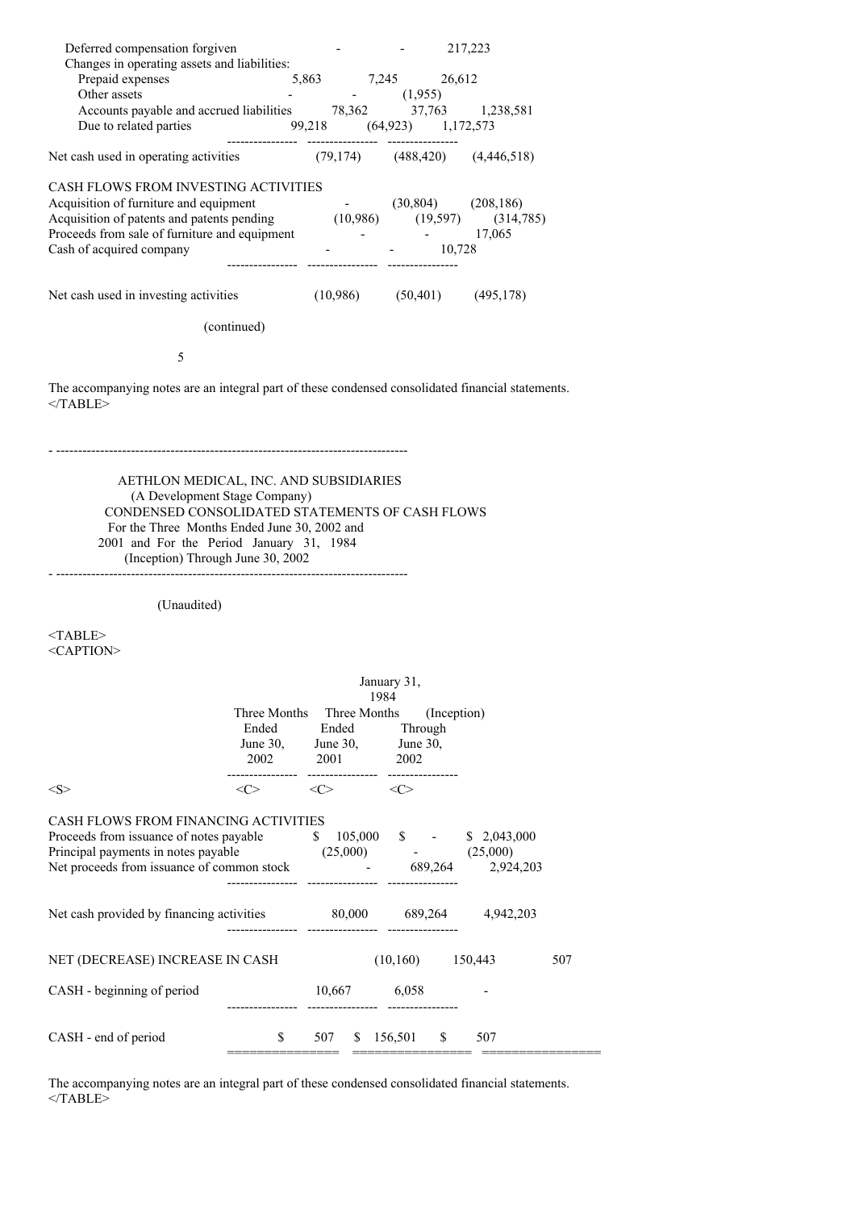| | | | |
|---|---|---|---|
| Deferred compensation forgiven | - | - | 217,223 |
| Changes in operating assets and liabilities: | | | |
| Prepaid expenses | 5,863 | 7,245 | 26,612 |
| Other assets | - | - | (1,955) |
| Accounts payable and accrued liabilities | 78,362 | 37,763 | 1,238,581 |
| Due to related parties | 99,218 | (64,923) | 1,172,573 |
| Net cash used in operating activities | (79,174) | (488,420) | (4,446,518) |
| CASH FLOWS FROM INVESTING ACTIVITIES | | | |
| Acquisition of furniture and equipment | - | (30,804) | (208,186) |
| Acquisition of patents and patents pending | (10,986) | (19,597) | (314,785) |
| Proceeds from sale of furniture and equipment | - | - | 17,065 |
| Cash of acquired company | - | - | 10,728 |
| Net cash used in investing activities | (10,986) | (50,401) | (495,178) |

(continued)

The accompanying notes are an integral part of these condensed consolidated financial statements.

AETHLON MEDICAL, INC. AND SUBSIDIARIES
(A Development Stage Company)
CONDENSED CONSOLIDATED STATEMENTS OF CASH FLOWS
For the Three Months Ended June 30, 2002 and 2001 and For the Period January 31, 1984 (Inception) Through June 30, 2002

(Unaudited)

| | Three Months Ended June 30, 2002 | Three Months Ended June 30, 2001 | January 31, 1984 (Inception) Through June 30, 2002 |
|---|---|---|---|
| CASH FLOWS FROM FINANCING ACTIVITIES | | | |
| Proceeds from issuance of notes payable | $ 105,000 | $ - | $ 2,043,000 |
| Principal payments in notes payable | (25,000) | - | (25,000) |
| Net proceeds from issuance of common stock | - | 689,264 | 2,924,203 |
| Net cash provided by financing activities | 80,000 | 689,264 | 4,942,203 |
| NET (DECREASE) INCREASE IN CASH | (10,160) | 150,443 | 507 |
| CASH - beginning of period | 10,667 | 6,058 | - |
| CASH - end of period | $ 507 | $ 156,501 | $ 507 |

The accompanying notes are an integral part of these condensed consolidated financial statements.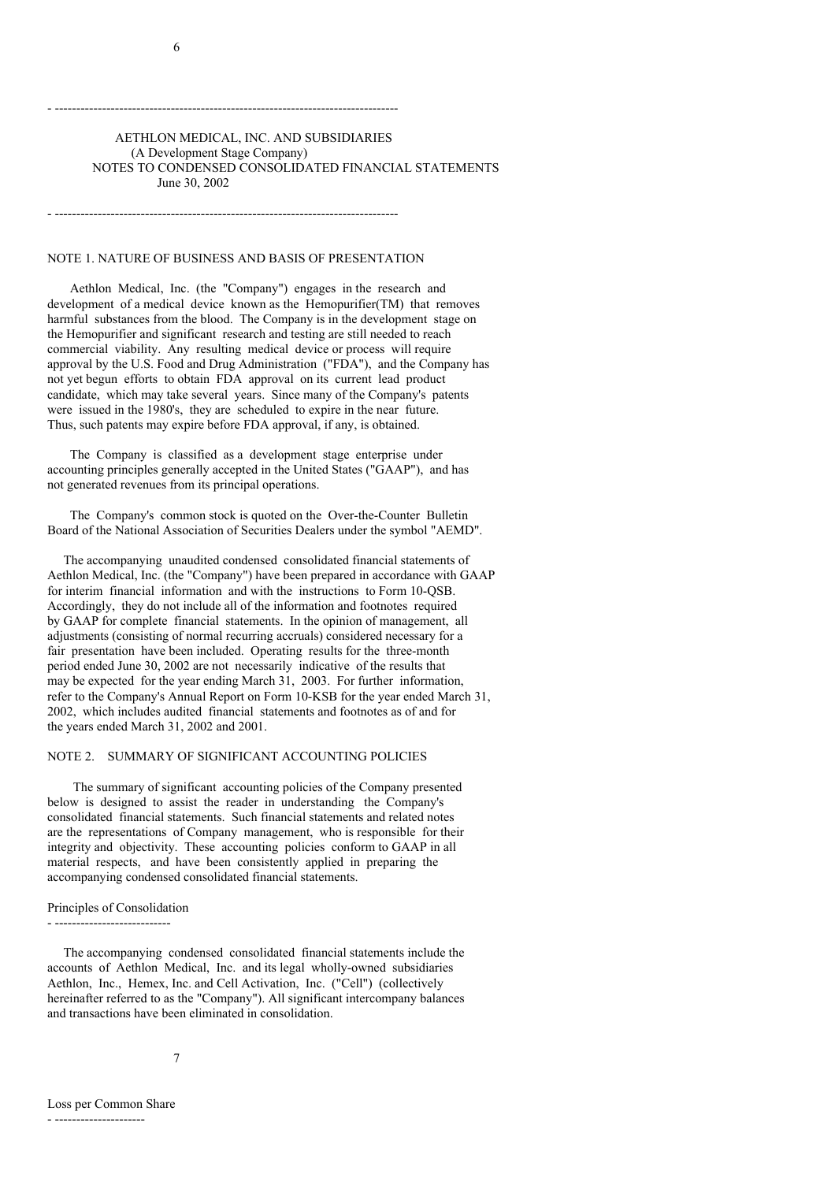AETHLON MEDICAL, INC. AND SUBSIDIARIES
(A Development Stage Company)
NOTES TO CONDENSED CONSOLIDATED FINANCIAL STATEMENTS
June 30, 2002

## NOTE 1. NATURE OF BUSINESS AND BASIS OF PRESENTATION

Aethlon Medical, Inc. (the "Company") engages in the research and development of a medical device known as the Hemopurifier(TM) that removes harmful substances from the blood. The Company is in the development stage on the Hemopurifier and significant research and testing are still needed to reach commercial viability. Any resulting medical device or process will require approval by the U.S. Food and Drug Administration ("FDA"), and the Company has not yet begun efforts to obtain FDA approval on its current lead product candidate, which may take several years. Since many of the Company's patents were issued in the 1980's, they are scheduled to expire in the near future. Thus, such patents may expire before FDA approval, if any, is obtained.

The Company is classified as a development stage enterprise under accounting principles generally accepted in the United States ("GAAP"), and has not generated revenues from its principal operations.

The Company's common stock is quoted on the Over-the-Counter Bulletin Board of the National Association of Securities Dealers under the symbol "AEMD".

The accompanying unaudited condensed consolidated financial statements of Aethlon Medical, Inc. (the "Company") have been prepared in accordance with GAAP for interim financial information and with the instructions to Form 10-QSB. Accordingly, they do not include all of the information and footnotes required by GAAP for complete financial statements. In the opinion of management, all adjustments (consisting of normal recurring accruals) considered necessary for a fair presentation have been included. Operating results for the three-month period ended June 30, 2002 are not necessarily indicative of the results that may be expected for the year ending March 31, 2003. For further information, refer to the Company's Annual Report on Form 10-KSB for the year ended March 31, 2002, which includes audited financial statements and footnotes as of and for the years ended March 31, 2002 and 2001.

## NOTE 2. SUMMARY OF SIGNIFICANT ACCOUNTING POLICIES

The summary of significant accounting policies of the Company presented below is designed to assist the reader in understanding the Company's consolidated financial statements. Such financial statements and related notes are the representations of Company management, who is responsible for their integrity and objectivity. These accounting policies conform to GAAP in all material respects, and have been consistently applied in preparing the accompanying condensed consolidated financial statements.

### Principles of Consolidation

The accompanying condensed consolidated financial statements include the accounts of Aethlon Medical, Inc. and its legal wholly-owned subsidiaries Aethlon, Inc., Hemex, Inc. and Cell Activation, Inc. ("Cell") (collectively hereinafter referred to as the "Company"). All significant intercompany balances and transactions have been eliminated in consolidation.

### Loss per Common Share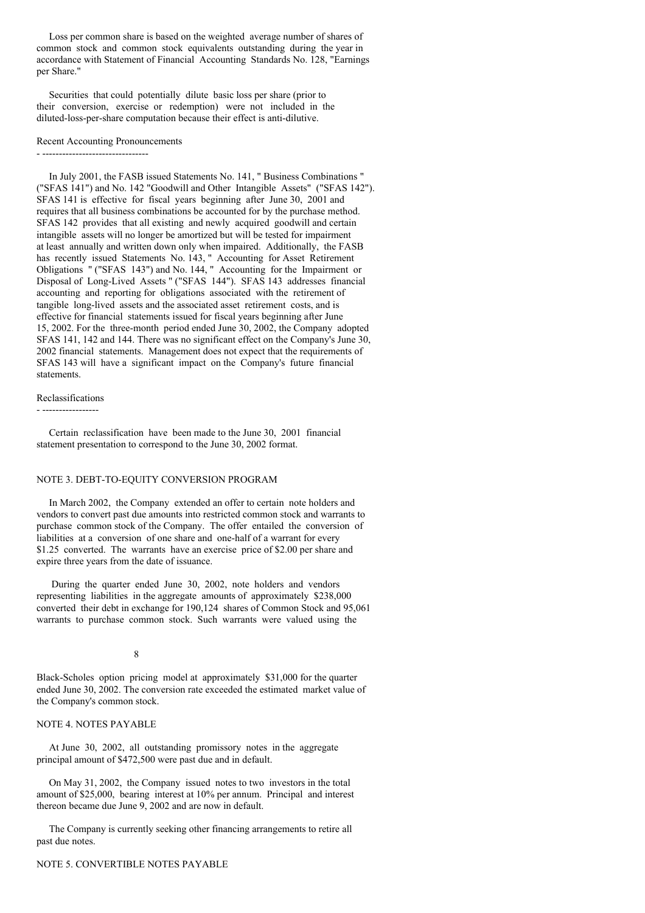Loss per common share is based on the weighted average number of shares of common stock and common stock equivalents outstanding during the year in accordance with Statement of Financial Accounting Standards No. 128, "Earnings per Share."

Securities that could potentially dilute basic loss per share (prior to their conversion, exercise or redemption) were not included in the diluted-loss-per-share computation because their effect is anti-dilutive.

### Recent Accounting Pronouncements

In July 2001, the FASB issued Statements No. 141, " Business Combinations " ("SFAS 141") and No. 142 "Goodwill and Other Intangible Assets" ("SFAS 142"). SFAS 141 is effective for fiscal years beginning after June 30, 2001 and requires that all business combinations be accounted for by the purchase method. SFAS 142 provides that all existing and newly acquired goodwill and certain intangible assets will no longer be amortized but will be tested for impairment at least annually and written down only when impaired. Additionally, the FASB has recently issued Statements No. 143, " Accounting for Asset Retirement Obligations " ("SFAS 143") and No. 144, " Accounting for the Impairment or Disposal of Long-Lived Assets " ("SFAS 144"). SFAS 143 addresses financial accounting and reporting for obligations associated with the retirement of tangible long-lived assets and the associated asset retirement costs, and is effective for financial statements issued for fiscal years beginning after June 15, 2002. For the three-month period ended June 30, 2002, the Company adopted SFAS 141, 142 and 144. There was no significant effect on the Company's June 30, 2002 financial statements. Management does not expect that the requirements of SFAS 143 will have a significant impact on the Company's future financial statements.

### Reclassifications

Certain reclassification have been made to the June 30, 2001 financial statement presentation to correspond to the June 30, 2002 format.

## NOTE 3. DEBT-TO-EQUITY CONVERSION PROGRAM

In March 2002, the Company extended an offer to certain note holders and vendors to convert past due amounts into restricted common stock and warrants to purchase common stock of the Company. The offer entailed the conversion of liabilities at a conversion of one share and one-half of a warrant for every $1.25 converted. The warrants have an exercise price of $2.00 per share and expire three years from the date of issuance.

During the quarter ended June 30, 2002, note holders and vendors representing liabilities in the aggregate amounts of approximately $238,000 converted their debt in exchange for 190,124 shares of Common Stock and 95,061 warrants to purchase common stock. Such warrants were valued using the Black-Scholes option pricing model at approximately $31,000 for the quarter ended June 30, 2002. The conversion rate exceeded the estimated market value of the Company's common stock.

## NOTE 4. NOTES PAYABLE

At June 30, 2002, all outstanding promissory notes in the aggregate principal amount of $472,500 were past due and in default.

On May 31, 2002, the Company issued notes to two investors in the total amount of $25,000, bearing interest at 10% per annum. Principal and interest thereon became due June 9, 2002 and are now in default.

The Company is currently seeking other financing arrangements to retire all past due notes.

## NOTE 5. CONVERTIBLE NOTES PAYABLE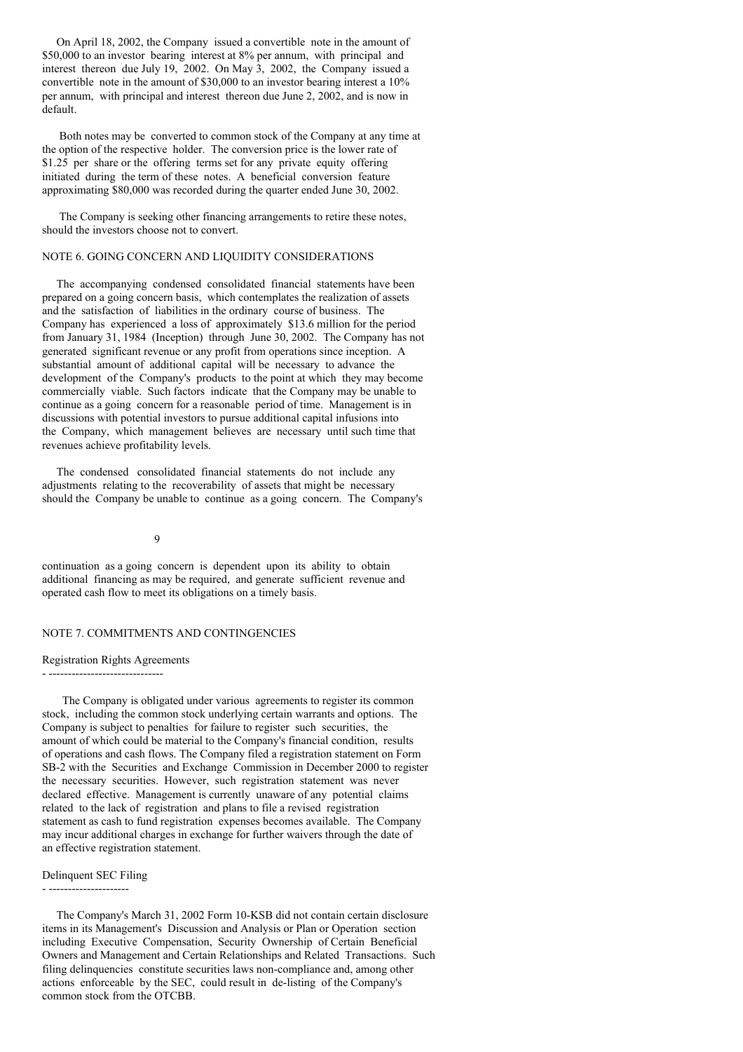On April 18, 2002, the Company issued a convertible note in the amount of $50,000 to an investor bearing interest at 8% per annum, with principal and interest thereon due July 19, 2002. On May 3, 2002, the Company issued a convertible note in the amount of $30,000 to an investor bearing interest a 10% per annum, with principal and interest thereon due June 2, 2002, and is now in default.

Both notes may be converted to common stock of the Company at any time at the option of the respective holder. The conversion price is the lower rate of $1.25 per share or the offering terms set for any private equity offering initiated during the term of these notes. A beneficial conversion feature approximating $80,000 was recorded during the quarter ended June 30, 2002.

The Company is seeking other financing arrangements to retire these notes, should the investors choose not to convert.

## NOTE 6. GOING CONCERN AND LIQUIDITY CONSIDERATIONS

The accompanying condensed consolidated financial statements have been prepared on a going concern basis, which contemplates the realization of assets and the satisfaction of liabilities in the ordinary course of business. The Company has experienced a loss of approximately $13.6 million for the period from January 31, 1984 (Inception) through June 30, 2002. The Company has not generated significant revenue or any profit from operations since inception. A substantial amount of additional capital will be necessary to advance the development of the Company's products to the point at which they may become commercially viable. Such factors indicate that the Company may be unable to continue as a going concern for a reasonable period of time. Management is in discussions with potential investors to pursue additional capital infusions into the Company, which management believes are necessary until such time that revenues achieve profitability levels.

The condensed consolidated financial statements do not include any adjustments relating to the recoverability of assets that might be necessary should the Company be unable to continue as a going concern. The Company's continuation as a going concern is dependent upon its ability to obtain additional financing as may be required, and generate sufficient revenue and operated cash flow to meet its obligations on a timely basis.

## NOTE 7. COMMITMENTS AND CONTINGENCIES

### Registration Rights Agreements

The Company is obligated under various agreements to register its common stock, including the common stock underlying certain warrants and options. The Company is subject to penalties for failure to register such securities, the amount of which could be material to the Company's financial condition, results of operations and cash flows. The Company filed a registration statement on Form SB-2 with the Securities and Exchange Commission in December 2000 to register the necessary securities. However, such registration statement was never declared effective. Management is currently unaware of any potential claims related to the lack of registration and plans to file a revised registration statement as cash to fund registration expenses becomes available. The Company may incur additional charges in exchange for further waivers through the date of an effective registration statement.

### Delinquent SEC Filing

The Company's March 31, 2002 Form 10-KSB did not contain certain disclosure items in its Management's Discussion and Analysis or Plan or Operation section including Executive Compensation, Security Ownership of Certain Beneficial Owners and Management and Certain Relationships and Related Transactions. Such filing delinquencies constitute securities laws non-compliance and, among other actions enforceable by the SEC, could result in de-listing of the Company's common stock from the OTCBB.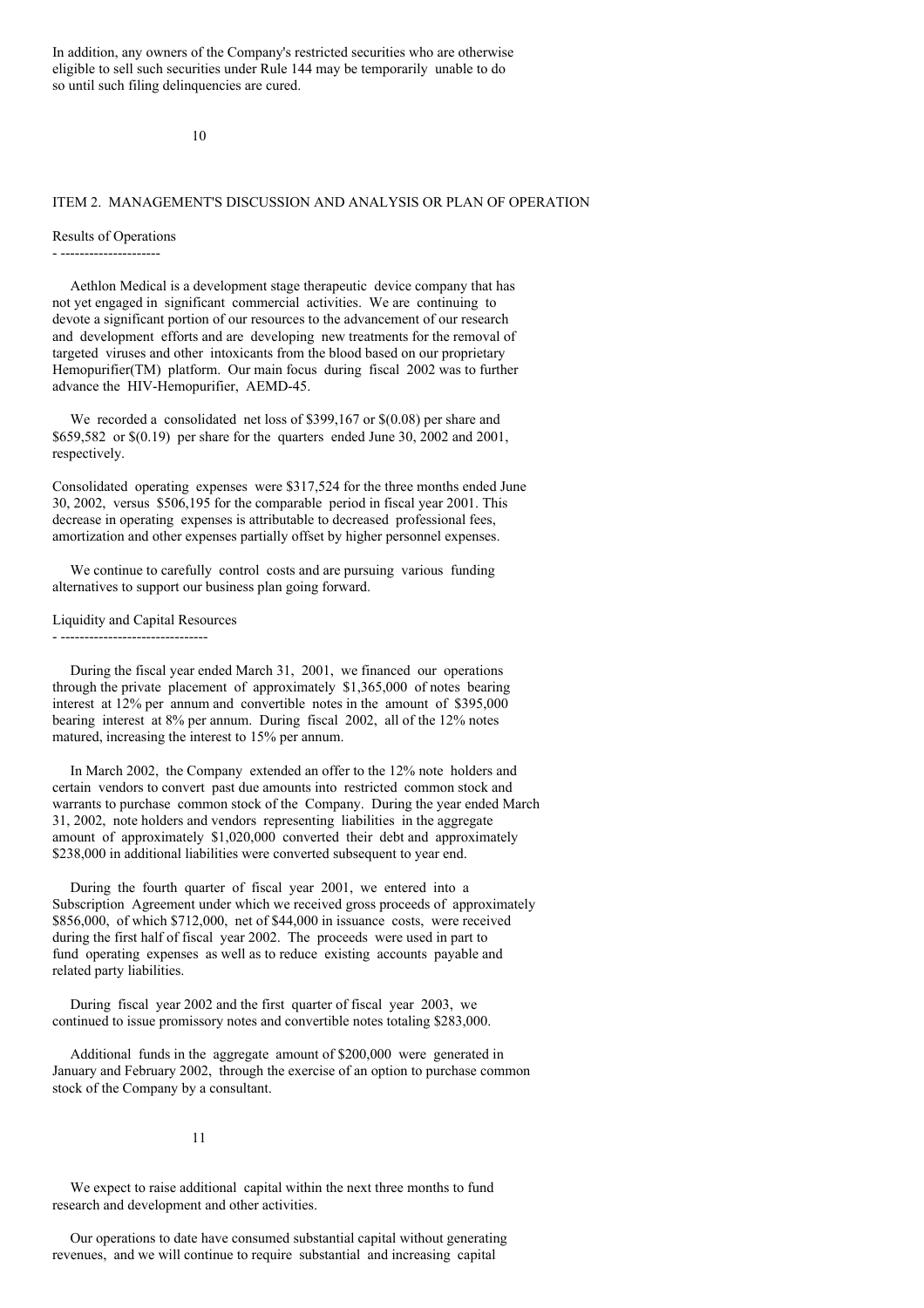In addition, any owners of the Company's restricted securities who are otherwise eligible to sell such securities under Rule 144 may be temporarily unable to do so until such filing delinquencies are cured.

## ITEM 2. MANAGEMENT'S DISCUSSION AND ANALYSIS OR PLAN OF OPERATION

### Results of Operations

Aethlon Medical is a development stage therapeutic device company that has not yet engaged in significant commercial activities. We are continuing to devote a significant portion of our resources to the advancement of our research and development efforts and are developing new treatments for the removal of targeted viruses and other intoxicants from the blood based on our proprietary Hemopurifier(TM) platform. Our main focus during fiscal 2002 was to further advance the HIV-Hemopurifier, AEMD-45.

We recorded a consolidated net loss of $399,167 or $(0.08) per share and $659,582 or $(0.19) per share for the quarters ended June 30, 2002 and 2001, respectively.

Consolidated operating expenses were $317,524 for the three months ended June 30, 2002, versus $506,195 for the comparable period in fiscal year 2001. This decrease in operating expenses is attributable to decreased professional fees, amortization and other expenses partially offset by higher personnel expenses.

We continue to carefully control costs and are pursuing various funding alternatives to support our business plan going forward.

### Liquidity and Capital Resources

During the fiscal year ended March 31, 2001, we financed our operations through the private placement of approximately $1,365,000 of notes bearing interest at 12% per annum and convertible notes in the amount of $395,000 bearing interest at 8% per annum. During fiscal 2002, all of the 12% notes matured, increasing the interest to 15% per annum.

In March 2002, the Company extended an offer to the 12% note holders and certain vendors to convert past due amounts into restricted common stock and warrants to purchase common stock of the Company. During the year ended March 31, 2002, note holders and vendors representing liabilities in the aggregate amount of approximately $1,020,000 converted their debt and approximately $238,000 in additional liabilities were converted subsequent to year end.

During the fourth quarter of fiscal year 2001, we entered into a Subscription Agreement under which we received gross proceeds of approximately $856,000, of which $712,000, net of $44,000 in issuance costs, were received during the first half of fiscal year 2002. The proceeds were used in part to fund operating expenses as well as to reduce existing accounts payable and related party liabilities.

During fiscal year 2002 and the first quarter of fiscal year 2003, we continued to issue promissory notes and convertible notes totaling $283,000.

Additional funds in the aggregate amount of $200,000 were generated in January and February 2002, through the exercise of an option to purchase common stock of the Company by a consultant.

We expect to raise additional capital within the next three months to fund research and development and other activities.

Our operations to date have consumed substantial capital without generating revenues, and we will continue to require substantial and increasing capital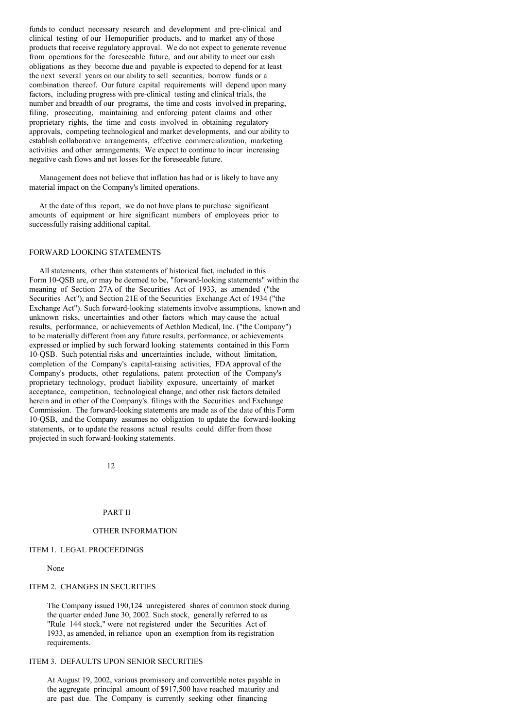funds to conduct necessary research and development and pre-clinical and clinical testing of our Hemopurifier products, and to market any of those products that receive regulatory approval. We do not expect to generate revenue from operations for the foreseeable future, and our ability to meet our cash obligations as they become due and payable is expected to depend for at least the next several years on our ability to sell securities, borrow funds or a combination thereof. Our future capital requirements will depend upon many factors, including progress with pre-clinical testing and clinical trials, the number and breadth of our programs, the time and costs involved in preparing, filing, prosecuting, maintaining and enforcing patent claims and other proprietary rights, the time and costs involved in obtaining regulatory approvals, competing technological and market developments, and our ability to establish collaborative arrangements, effective commercialization, marketing activities and other arrangements. We expect to continue to incur increasing negative cash flows and net losses for the foreseeable future.

Management does not believe that inflation has had or is likely to have any material impact on the Company's limited operations.

At the date of this report, we do not have plans to purchase significant amounts of equipment or hire significant numbers of employees prior to successfully raising additional capital.

## FORWARD LOOKING STATEMENTS

All statements, other than statements of historical fact, included in this Form 10-QSB are, or may be deemed to be, "forward-looking statements" within the meaning of Section 27A of the Securities Act of 1933, as amended ("the Securities Act"), and Section 21E of the Securities Exchange Act of 1934 ("the Exchange Act"). Such forward-looking statements involve assumptions, known and unknown risks, uncertainties and other factors which may cause the actual results, performance, or achievements of Aethlon Medical, Inc. ("the Company") to be materially different from any future results, performance, or achievements expressed or implied by such forward looking statements contained in this Form 10-QSB. Such potential risks and uncertainties include, without limitation, completion of the Company's capital-raising activities, FDA approval of the Company's products, other regulations, patent protection of the Company's proprietary technology, product liability exposure, uncertainty of market acceptance, competition, technological change, and other risk factors detailed herein and in other of the Company's filings with the Securities and Exchange Commission. The forward-looking statements are made as of the date of this Form 10-QSB, and the Company assumes no obligation to update the forward-looking statements, or to update the reasons actual results could differ from those projected in such forward-looking statements.

# PART II

## OTHER INFORMATION

### ITEM 1. LEGAL PROCEEDINGS

None

### ITEM 2. CHANGES IN SECURITIES

The Company issued 190,124 unregistered shares of common stock during the quarter ended June 30, 2002. Such stock, generally referred to as "Rule 144 stock," were not registered under the Securities Act of 1933, as amended, in reliance upon an exemption from its registration requirements.

### ITEM 3. DEFAULTS UPON SENIOR SECURITIES

At August 19, 2002, various promissory and convertible notes payable in the aggregate principal amount of $917,500 have reached maturity and are past due. The Company is currently seeking other financing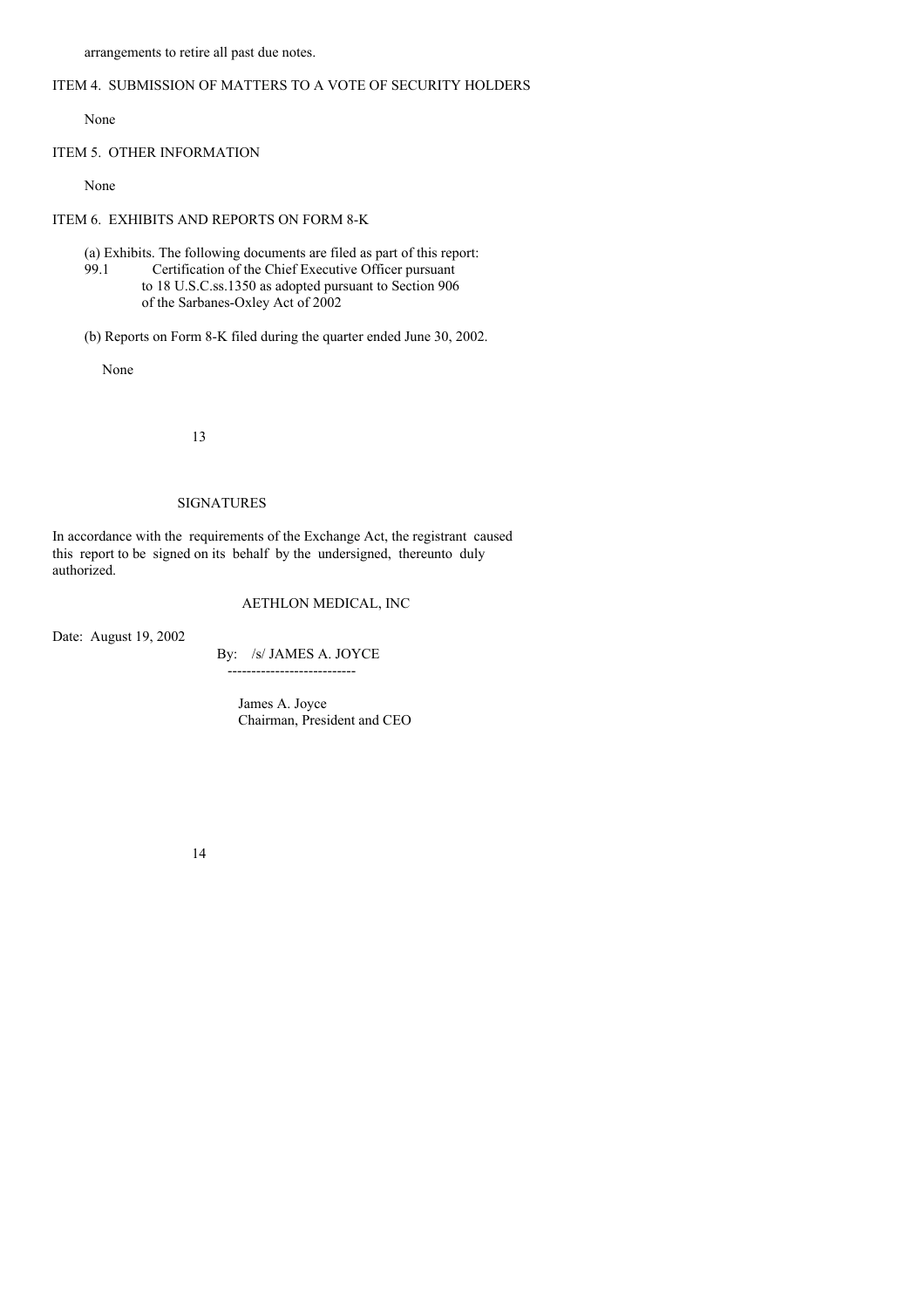arrangements to retire all past due notes.

ITEM 4. SUBMISSION OF MATTERS TO A VOTE OF SECURITY HOLDERS

None

ITEM 5. OTHER INFORMATION

None

ITEM 6. EXHIBITS AND REPORTS ON FORM 8-K

(a) Exhibits. The following documents are filed as part of this report:

99.1 Certification of the Chief Executive Officer pursuant to 18 U.S.C.ss.1350 as adopted pursuant to Section 906 of the Sarbanes-Oxley Act of 2002

(b) Reports on Form 8-K filed during the quarter ended June 30, 2002.

None

SIGNATURES

In accordance with the requirements of the Exchange Act, the registrant caused this report to be signed on its behalf by the undersigned, thereunto duly authorized.

AETHLON MEDICAL, INC

Date: August 19, 2002

By: /s/ JAMES A. JOYCE

James A. Joyce
Chairman, President and CEO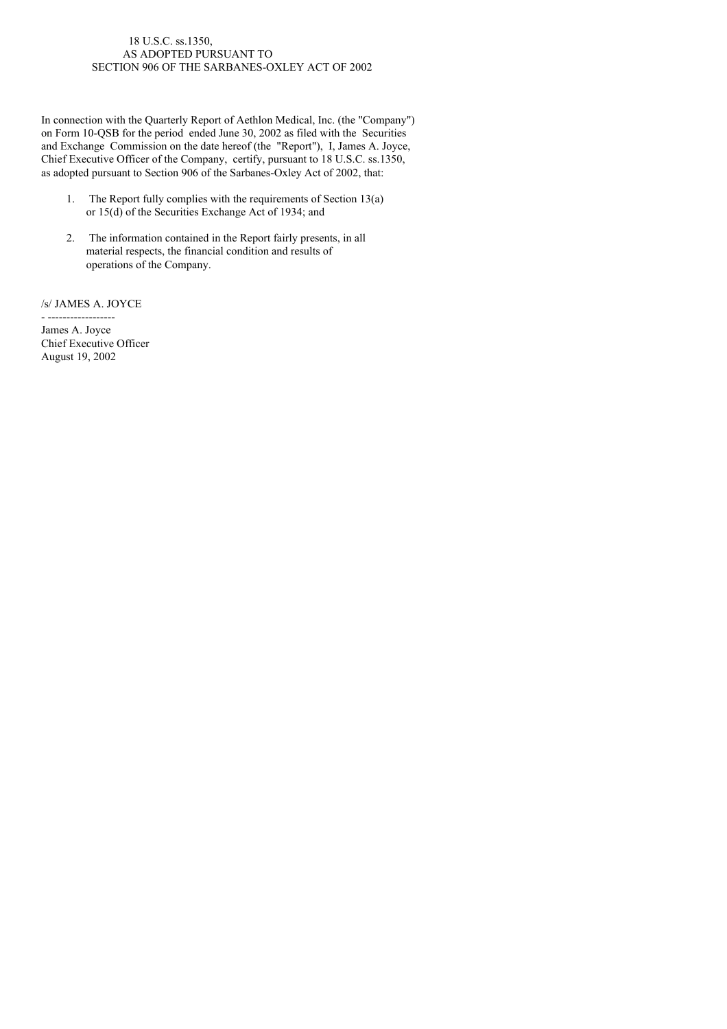18 U.S.C. ss.1350,
AS ADOPTED PURSUANT TO
SECTION 906 OF THE SARBANES-OXLEY ACT OF 2002

In connection with the Quarterly Report of Aethlon Medical, Inc. (the "Company") on Form 10-QSB for the period ended June 30, 2002 as filed with the Securities and Exchange Commission on the date hereof (the "Report"), I, James A. Joyce, Chief Executive Officer of the Company, certify, pursuant to 18 U.S.C. ss.1350, as adopted pursuant to Section 906 of the Sarbanes-Oxley Act of 2002, that:

1. The Report fully complies with the requirements of Section 13(a) or 15(d) of the Securities Exchange Act of 1934; and

2. The information contained in the Report fairly presents, in all material respects, the financial condition and results of operations of the Company.

/s/ JAMES A. JOYCE

- ------------------

James A. Joyce
Chief Executive Officer
August 19, 2002